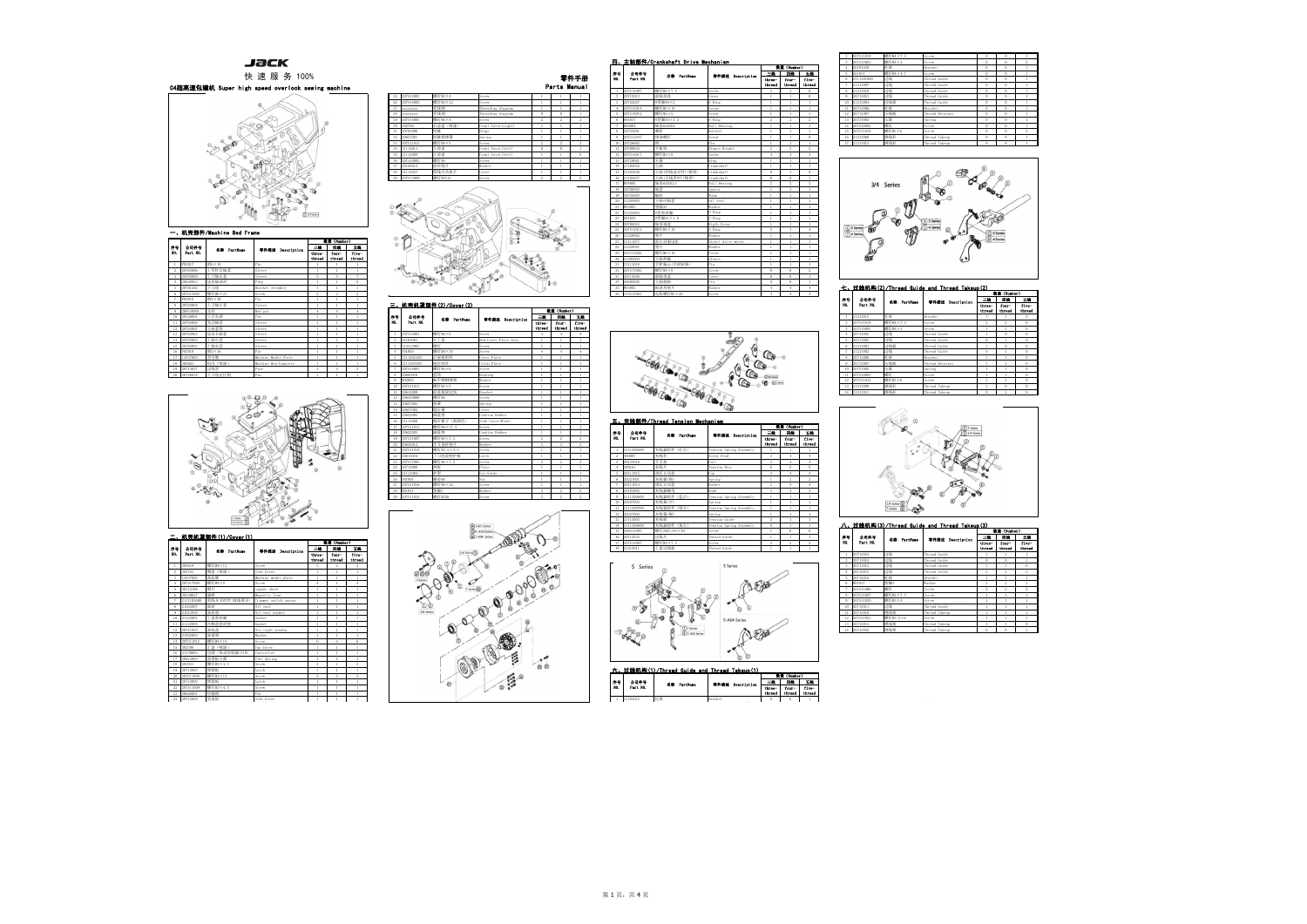# JACK

快 速 服 务 100%

## C4超高速包缝机 Super high speed overlock sewing machine

零件手册

Parts Manual

## 一、机壳部件/Machine Bed Frame

| 序号 NO. | 公司件号 Part NO. | 名称 PartName | 零件描述 Description | 数量(Number) | | |
|---|---|---|---|---|---|---|
| | | | | 三线 three-thread | 四线 four-thread | 五线 five-thread |

## 二、机壳机罩部件(1)/Cover(1)

| 序号 NO. | 公司件号 Part NO. | 名称 PartName | 零件描述 Description | 数量(Number) | | |
|---|---|---|---|---|---|---|
| | | | | 三线 three-thread | 四线 four-thread | 五线 five-thread |

## 三、机壳机罩部件(2)/Cover(2)

| 序号 NO. | 公司件号 Part NO. | 名称 PartName | 零件描述 Description | 数量(Number) | | |
|---|---|---|---|---|---|---|
| | | | | 三线 three-thread | 四线 four-thread | 五线 five-thread |

## 四、主轴部件/Crankshaft Drive Mechanism

| 序号 NO. | 公司件号 Part NO. | 名称 PartName | 零件描述 Description | 数量(Number) | | |
|---|---|---|---|---|---|---|
| | | | | 三线 three-thread | 四线 four-thread | 五线 five-thread |

## 五、夹线部件/Thread Tension Mechanism

| 序号 NO. | 公司件号 Part NO. | 名称 PartName | 零件描述 Description | 数量(Number) | | |
|---|---|---|---|---|---|---|
| | | | | 三线 three-thread | 四线 four-thread | 五线 five-thread |

## 六、过线机构(1)/Thread Guide and Thread Takeup(1)

| 序号 NO. | 公司件号 Part NO. | 名称 PartName | 零件描述 Description | 数量(Number) | | |
|---|---|---|---|---|---|---|
| | | | | 三线 three-thread | 四线 four-thread | 五线 five-thread |

## 七、过线机构(2)/Thread Guide and Thread Takeup(2)

| 序号 NO. | 公司件号 Part NO. | 名称 PartName | 零件描述 Description | 数量(Number) | | |
|---|---|---|---|---|---|---|
| | | | | 三线 three-thread | 四线 four-thread | 五线 five-thread |

## 八、过线机构(3)/Thread Guide and Thread Takeup(3)

| 序号 NO. | 公司件号 Part NO. | 名称 PartName | 零件描述 Description | 数量(Number) | | |
|---|---|---|---|---|---|---|
| | | | | 三线 three-thread | 四线 four-thread | 五线 five-thread |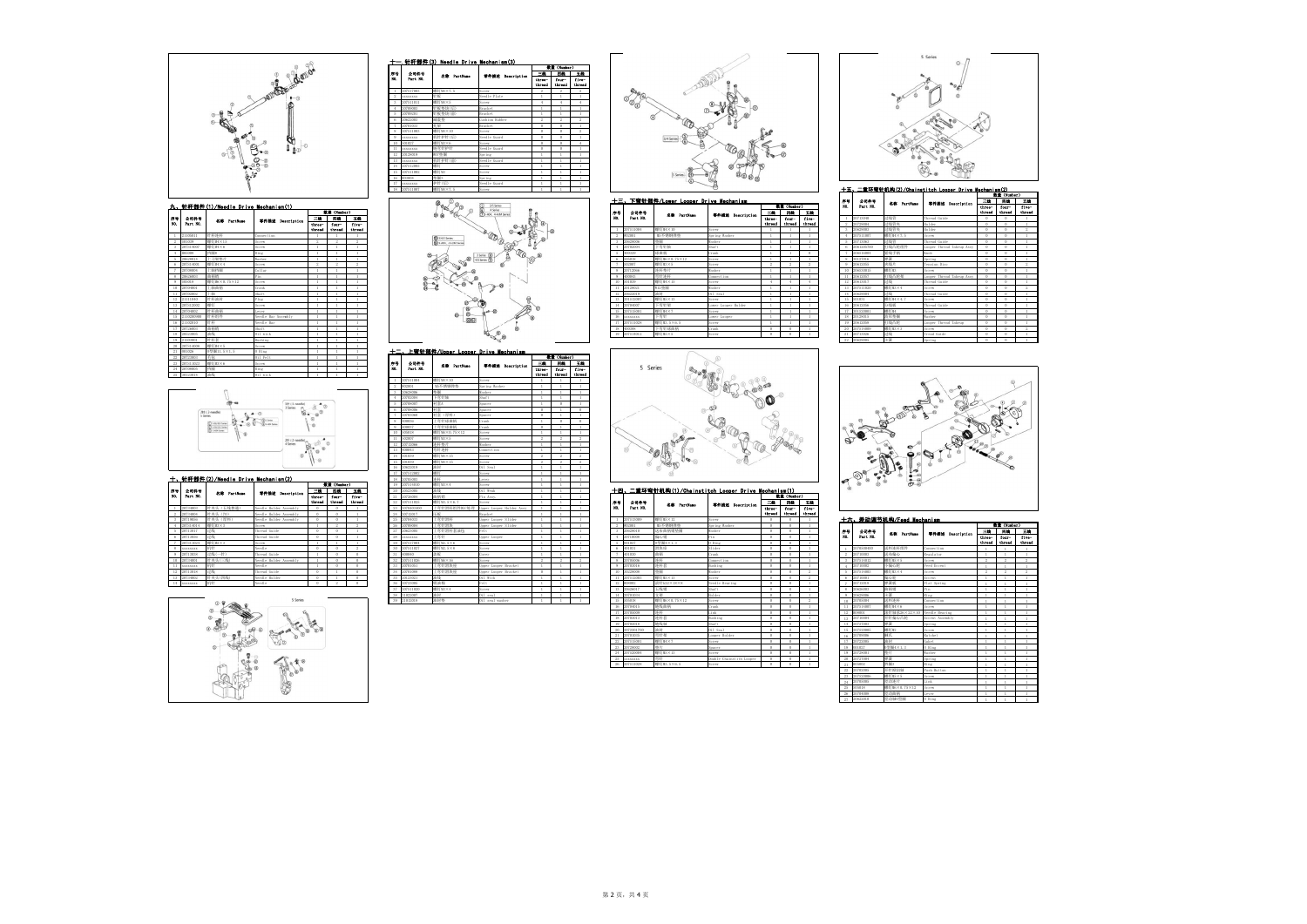## 九、针杆部件(1)/Needle Drive Mechanism(1)

| 序号 NO. | 公司件号 Part NO. | 名称 PartName | 零件描述 Description | 数量 (Number) | | |
|---|---|---|---|---|---|---|
| | | | | 三线 three-thread | 四线 four-thread | 五线 five-thread |

## 十、针杆部件(2)/Needle Drive Mechanism(2)

| 序号 NO. | 公司件号 Part NO. | 名称 PartName | 零件描述 Description | 数量 (Number) | | |
|---|---|---|---|---|---|---|
| | | | | 三线 three-thread | 四线 four-thread | 五线 five-thread |

## 十一、针杆部件(3) Needle Drive Mechanism(3)

| 序号 NO. | 公司件号 Part NO. | 名称 PartName | 零件描述 Description | 数量 (Number) | | |
|---|---|---|---|---|---|---|
| | | | | 三线 three-thread | 四线 four-thread | 五线 five-thread |

## 十二、上弯针部件/Upper Looper Drive Mechanism

| 序号 NO. | 公司件号 Part NO. | 名称 PartName | 零件描述 Description | 数量 (Number) | | |
|---|---|---|---|---|---|---|
| | | | | 三线 three-thread | 四线 four-thread | 五线 five-thread |

## 十三、下弯针部件/Lower Looper Drive Mechanism

| 序号 NO. | 公司件号 Part NO. | 名称 PartName | 零件描述 Description | 数量 (Number) | | |
|---|---|---|---|---|---|---|
| | | | | 三线 three-thread | 四线 four-thread | 五线 five-thread |

## 十四、二重环弯针机构(1)/Chainstitch Looper Drive Mechanism(1)

| 序号 NO. | 公司件号 Part NO. | 名称 PartName | 零件描述 Description | 数量 (Number) | | |
|---|---|---|---|---|---|---|
| | | | | 三线 three-thread | 四线 four-thread | 五线 five-thread |

## 十五、二重环弯针机构(2)/Chainstitch Looper Drive Mechanism(2)

| 序号 NO. | 公司件号 Part NO. | 名称 PartName | 零件描述 Description | 数量 (Number) | | |
|---|---|---|---|---|---|---|
| | | | | 三线 three-thread | 四线 four-thread | 五线 five-thread |

## 十六、差动调节机构/Feed Mechanism

| 序号 NO. | 公司件号 Part NO. | 名称 PartName | 零件描述 Description | 数量 (Number) | | |
|---|---|---|---|---|---|---|
| | | | | 三线 three-thread | 四线 four-thread | 五线 five-thread |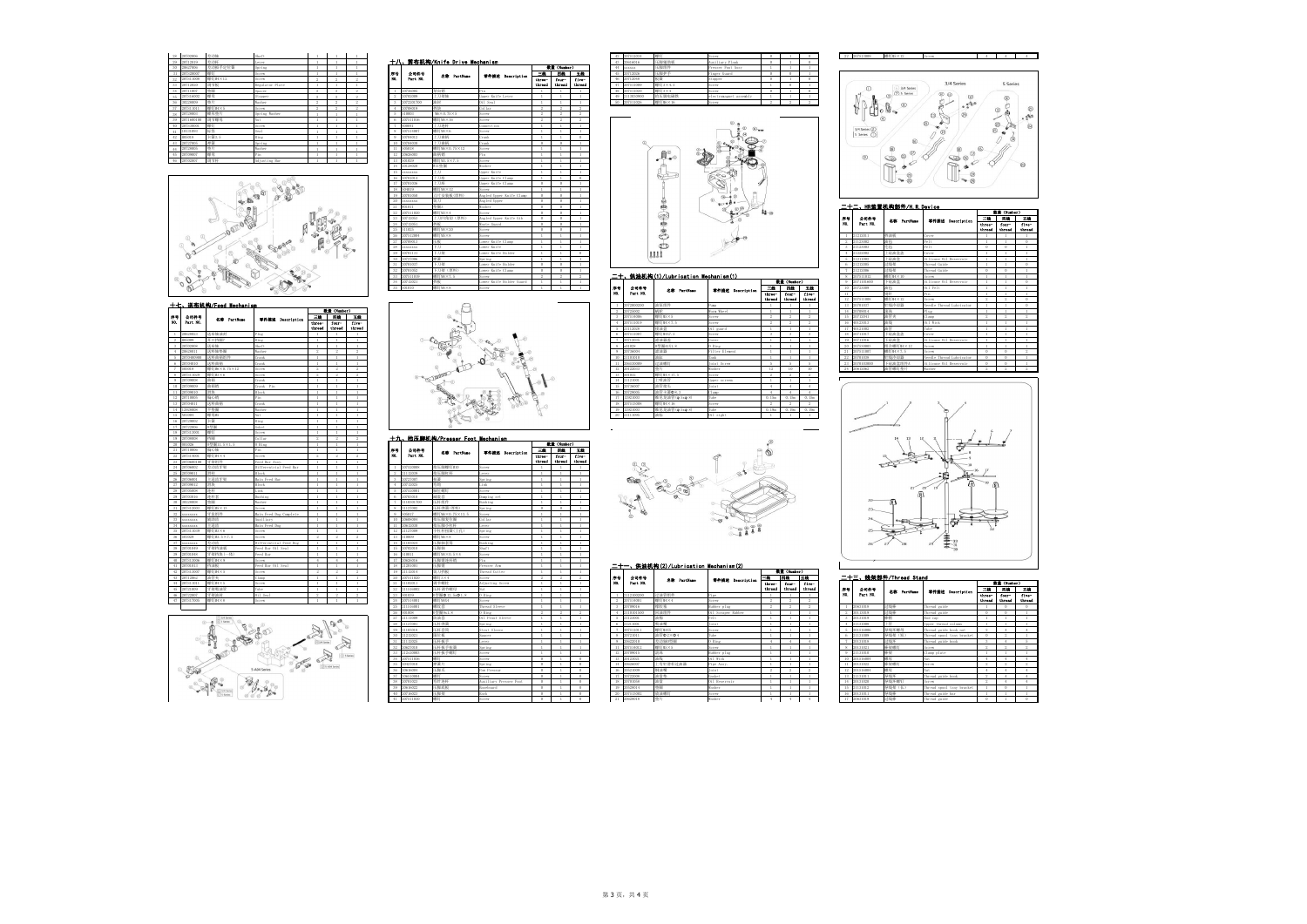## 十七、送布机构/Feed Mechanism

| 序号 NO. | 公司件号 Part NO. | 名称 PartName | 零件描述 Description | 数量(Number) | | |
|---|---|---|---|---|---|---|
| | | | | 三线 three-thread | 四线 four-thread | 五线 five-thread |

## 十八、剪布机构/Knife Drive Mechanism

| 序号 NO. | 公司件号 Part NO. | 名称 PartName | 零件描述 Description | 数量(Number) | | |
|---|---|---|---|---|---|---|
| | | | | 三线 three-thread | 四线 four-thread | 五线 five-thread |

## 十九、抬压脚机构/Presser Foot Mechanism

| 序号 NO. | 公司件号 Part NO. | 名称 PartName | 零件描述 Description | 数量(Number) | | |
|---|---|---|---|---|---|---|
| | | | | 三线 three-thread | 四线 four-thread | 五线 five-thread |

## 二十、供油机构(1)/Lubrication Mechanism(1)

| 序号 NO. | 公司件号 Part NO. | 名称 PartName | 零件描述 Description | 数量(Number) | | |
|---|---|---|---|---|---|---|
| | | | | 三线 three-thread | 四线 four-thread | 五线 five-thread |

## 二十一、供油机构(2)/Lubrication Mechanism(2)

| 序号 NO. | 公司件号 Part NO. | 名称 PartName | 零件描述 Description | 数量(Number) | | |
|---|---|---|---|---|---|---|
| | | | | 三线 three-thread | 四线 four-thread | 五线 five-thread |

3/4 Series

5 Series

## 二十二、HR装置机构部件/H.R Device

| 序号 NO. | 公司件号 Part NO. | 名称 PartName | 零件描述 Description | 数量(Number) | | |
|---|---|---|---|---|---|---|
| | | | | 三线 three-thread | 四线 four-thread | 五线 five-thread |

## 二十三、线架部件/Thread Stand

| 序号 NO. | 公司件号 Part NO. | 名称 PartName | 零件描述 Description | 数量(Number) | | |
|---|---|---|---|---|---|---|
| | | | | 三线 three-thread | 四线 four-thread | 五线 five-thread |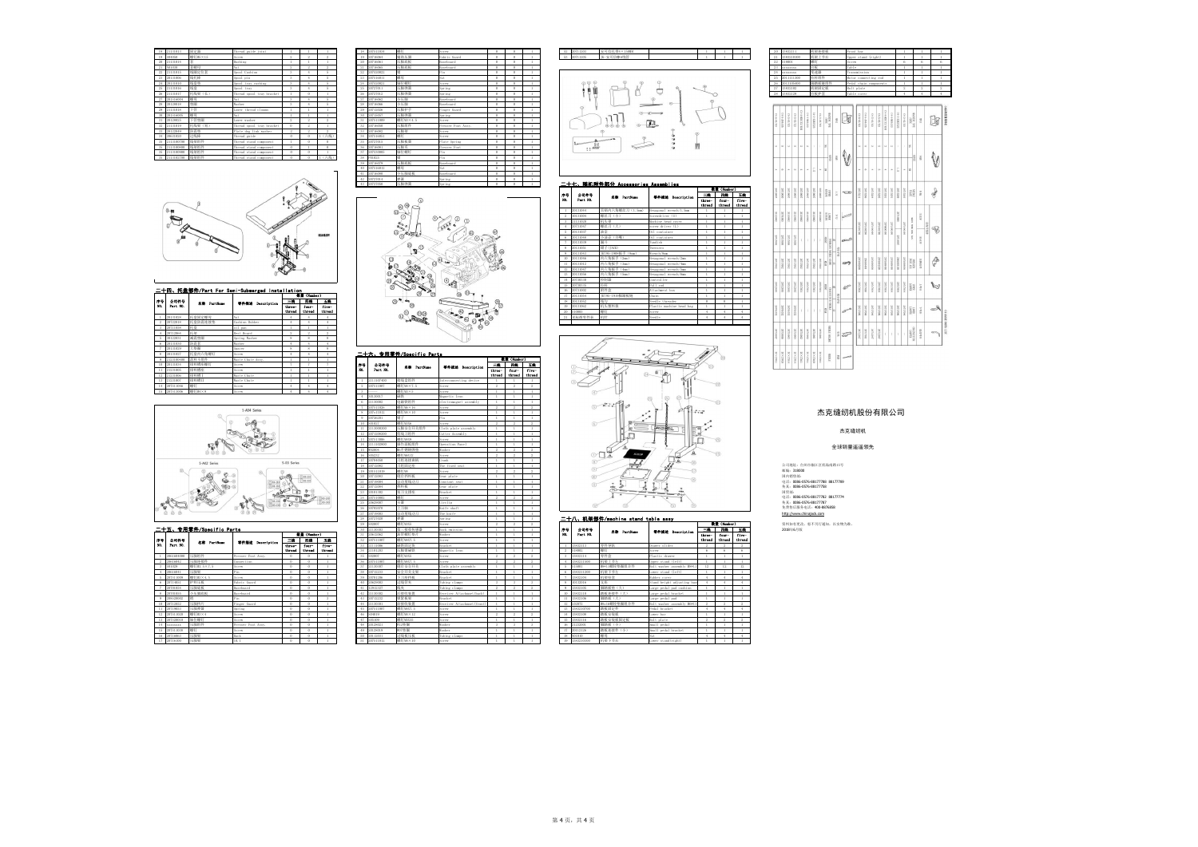## 二十四、托盘部件/Part For Semi-Submerged installation

| 序号 NO. | 公司件号 Part NO. | 名称 PartName | 零件描述 Description | 数量 (Number) 三线 three-thread | 四线 four-thread | 五线 five-thread |
|---|---|---|---|---|---|---|

## 二十五、专用零件/Specific Parts

| 序号 NO. | 公司件号 Part NO. | 名称 PartName | 零件描述 Description | 数量 (Number) 三线 three-thread | 四线 four-thread | 五线 five-thread |
|---|---|---|---|---|---|---|

## 二十六、专用零件/Specific Parts

| 序号 NO. | 公司件号 Part NO. | 名称 PartName | 零件描述 Description | 数量 (Number) 三线 three-thread | 四线 four-thread | 五线 five-thread |
|---|---|---|---|---|---|---|

## 二十七、随机附件部分 Accessories Assemblies

| 序号 NO. | 公司件号 Part NO. | 名称 PartName | 零件描述 Description | 数量 (Number) 三线 three-thread | 四线 four-thread | 五线 five-thread |
|---|---|---|---|---|---|---|

## 二十八、机架部件/machine stand table assy

| 序号 NO. | 公司件号 Part NO. | 名称 PartName | 零件描述 Description | 数量 (Number) 三线 three-thread | 四线 four-thread | 五线 five-thread |
|---|---|---|---|---|---|---|

# 杰克缝纫机股份有限公司

杰克缝纫机

全球销量遥遥领先

公司地址：台州市椒江区机场南路15号
邮编：318010
国内销售处：
电话：0086-0576-88177780 88177789
传真：0086-0576-88177750
国外部：
电话：0086-0576-88177782 88177774
传真：0086-0576-88177787
免费售后服务电话：400-8876888
http://www.chinajack.com

资料如有变动，恕不另行通知，以实物为准。